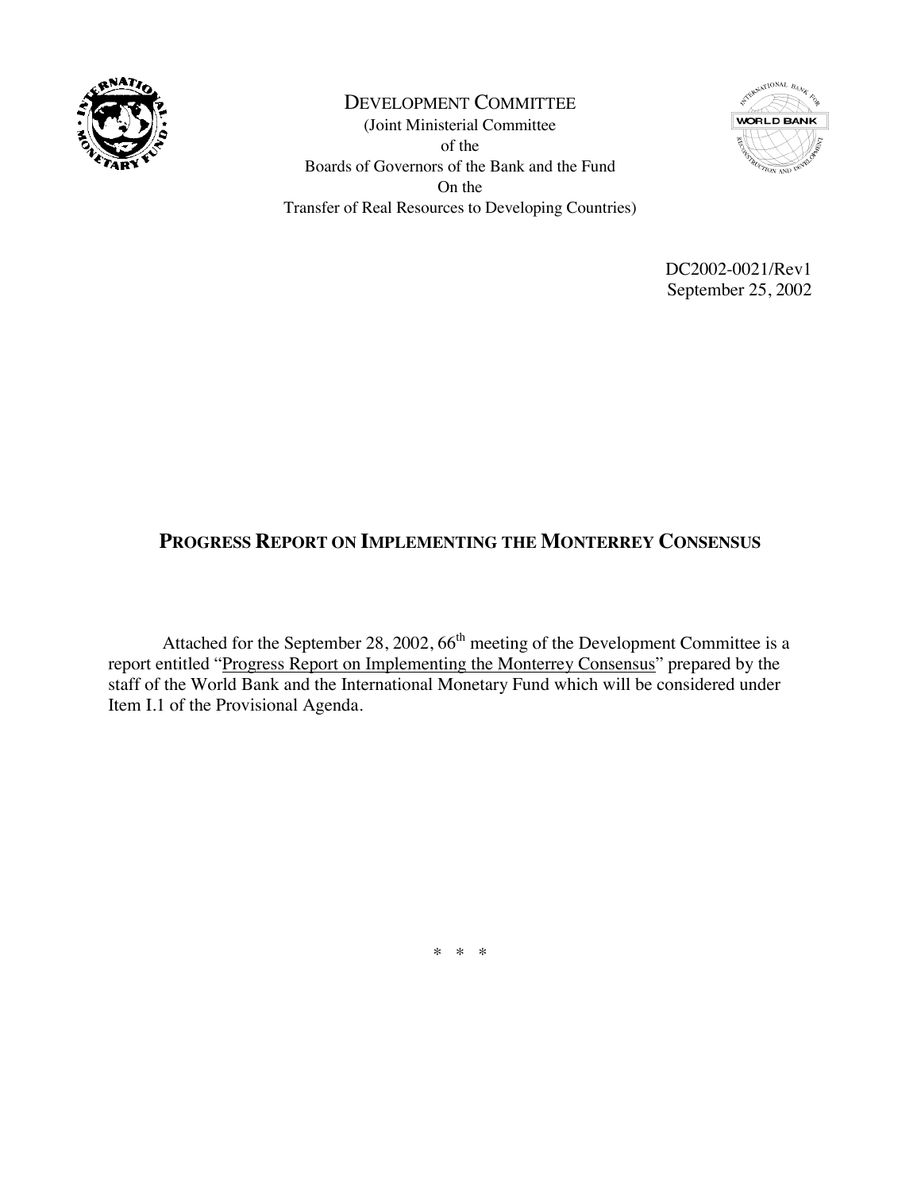DEVELOPMENT COMMITTEE

(Joint Ministerial Committee
of the
Boards of Governors of the Bank and the Fund
On the
Transfer of Real Resources to Developing Countries)

DC2002-0021/Rev1
September 25, 2002

# PROGRESS REPORT ON IMPLEMENTING THE MONTERREY CONSENSUS

Attached for the September 28, 2002, 66th meeting of the Development Committee is a report entitled "Progress Report on Implementing the Monterrey Consensus" prepared by the staff of the World Bank and the International Monetary Fund which will be considered under Item I.1 of the Provisional Agenda.

\* \* \*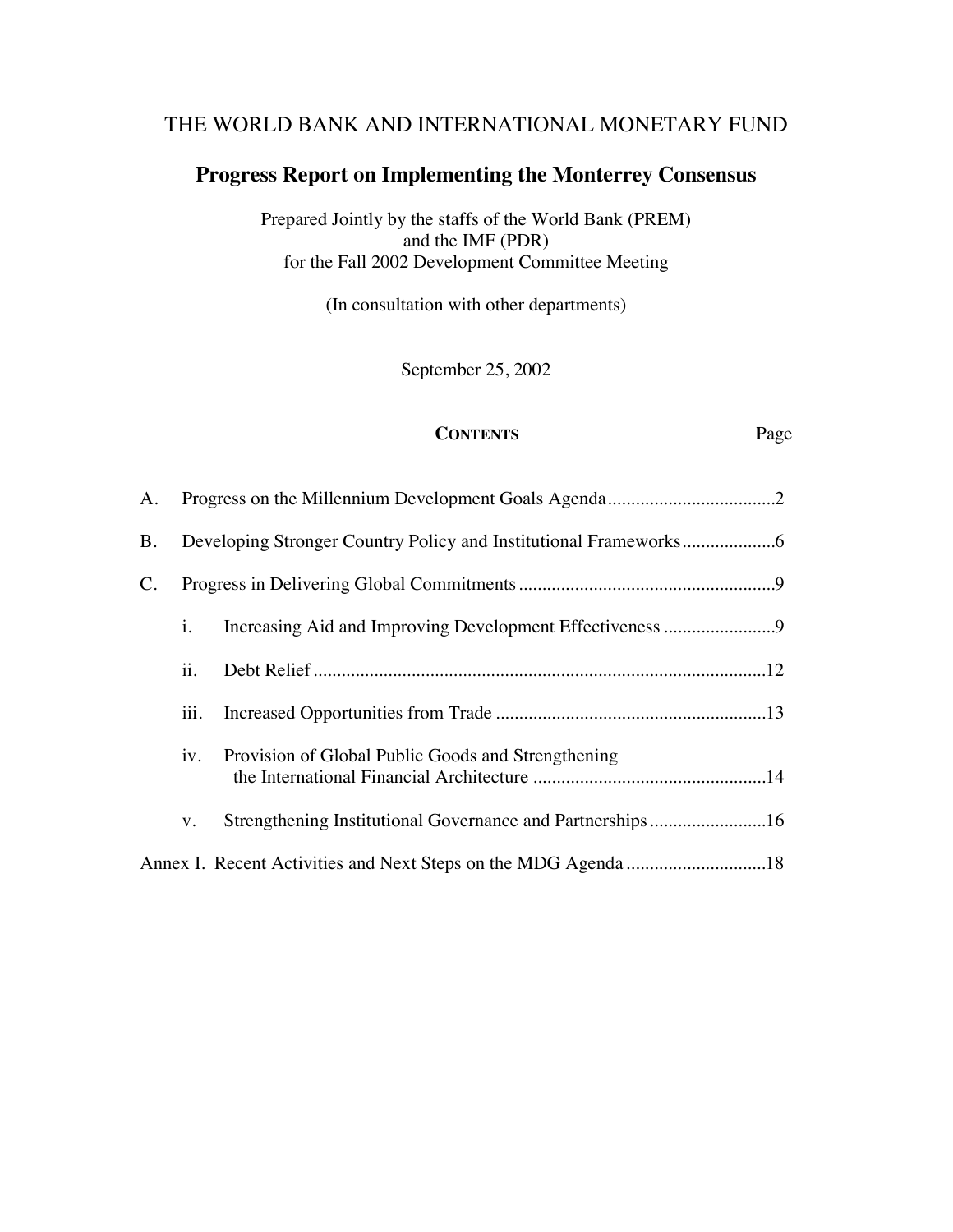THE WORLD BANK AND INTERNATIONAL MONETARY FUND

# Progress Report on Implementing the Monterrey Consensus

Prepared Jointly by the staffs of the World Bank (PREM)
and the IMF (PDR)
for the Fall 2002 Development Committee Meeting

(In consultation with other departments)

September 25, 2002

**CONTENTS** Page

A. Progress on the Millennium Development Goals Agenda....................................2

B. Developing Stronger Country Policy and Institutional Frameworks....................6

C. Progress in Delivering Global Commitments.......................................................9

i. Increasing Aid and Improving Development Effectiveness ........................9

ii. Debt Relief ..................................................................................................12

iii. Increased Opportunities from Trade ..........................................................13

iv. Provision of Global Public Goods and Strengthening the International Financial Architecture ..................................................14

v. Strengthening Institutional Governance and Partnerships..........................16

Annex I. Recent Activities and Next Steps on the MDG Agenda ..............................18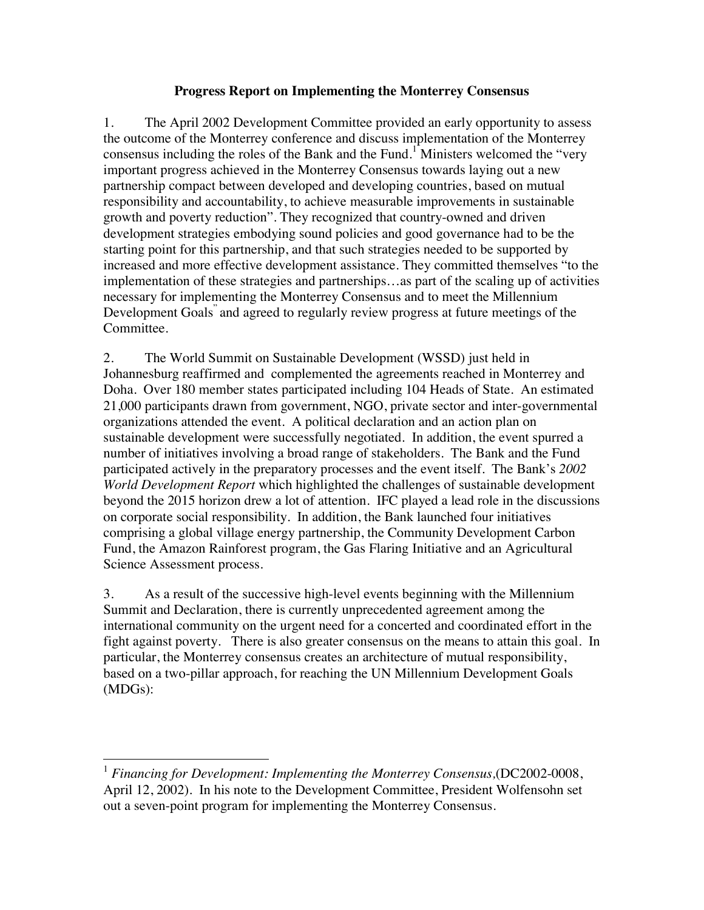**Progress Report on Implementing the Monterrey Consensus**

1. The April 2002 Development Committee provided an early opportunity to assess the outcome of the Monterrey conference and discuss implementation of the Monterrey consensus including the roles of the Bank and the Fund.[1] Ministers welcomed the "very important progress achieved in the Monterrey Consensus towards laying out a new partnership compact between developed and developing countries, based on mutual responsibility and accountability, to achieve measurable improvements in sustainable growth and poverty reduction". They recognized that country-owned and driven development strategies embodying sound policies and good governance had to be the starting point for this partnership, and that such strategies needed to be supported by increased and more effective development assistance. They committed themselves "to the implementation of these strategies and partnerships…as part of the scaling up of activities necessary for implementing the Monterrey Consensus and to meet the Millennium Development Goals" and agreed to regularly review progress at future meetings of the Committee.

2. The World Summit on Sustainable Development (WSSD) just held in Johannesburg reaffirmed and complemented the agreements reached in Monterrey and Doha. Over 180 member states participated including 104 Heads of State. An estimated 21,000 participants drawn from government, NGO, private sector and inter-governmental organizations attended the event. A political declaration and an action plan on sustainable development were successfully negotiated. In addition, the event spurred a number of initiatives involving a broad range of stakeholders. The Bank and the Fund participated actively in the preparatory processes and the event itself. The Bank's *2002 World Development Report* which highlighted the challenges of sustainable development beyond the 2015 horizon drew a lot of attention. IFC played a lead role in the discussions on corporate social responsibility. In addition, the Bank launched four initiatives comprising a global village energy partnership, the Community Development Carbon Fund, the Amazon Rainforest program, the Gas Flaring Initiative and an Agricultural Science Assessment process.

3. As a result of the successive high-level events beginning with the Millennium Summit and Declaration, there is currently unprecedented agreement among the international community on the urgent need for a concerted and coordinated effort in the fight against poverty. There is also greater consensus on the means to attain this goal. In particular, the Monterrey consensus creates an architecture of mutual responsibility, based on a two-pillar approach, for reaching the UN Millennium Development Goals (MDGs):

---

[1] *Financing for Development: Implementing the Monterrey Consensus,*(DC2002-0008, April 12, 2002). In his note to the Development Committee, President Wolfensohn set out a seven-point program for implementing the Monterrey Consensus.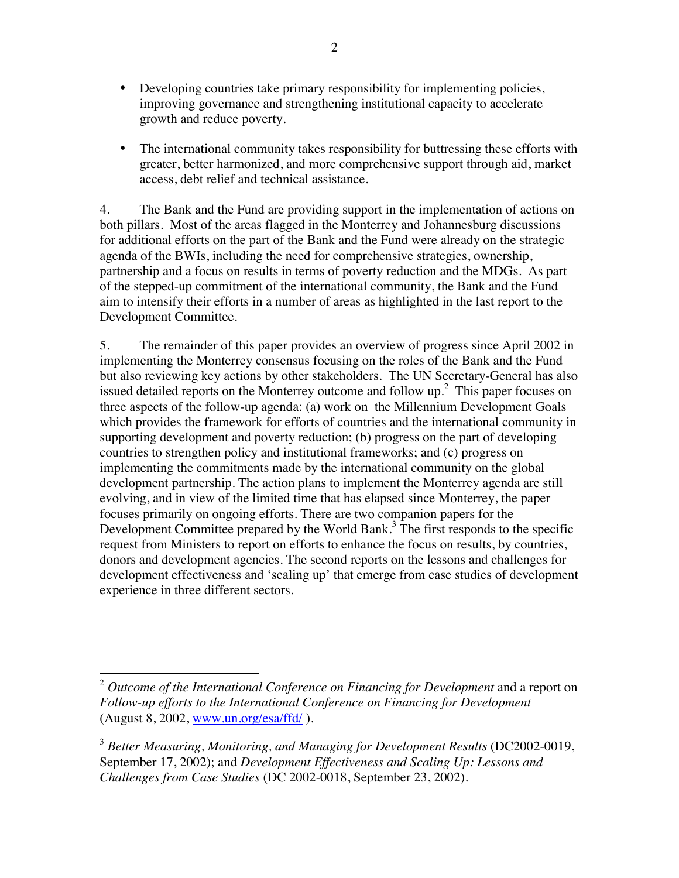- Developing countries take primary responsibility for implementing policies, improving governance and strengthening institutional capacity to accelerate growth and reduce poverty.

- The international community takes responsibility for buttressing these efforts with greater, better harmonized, and more comprehensive support through aid, market access, debt relief and technical assistance.

4. The Bank and the Fund are providing support in the implementation of actions on both pillars. Most of the areas flagged in the Monterrey and Johannesburg discussions for additional efforts on the part of the Bank and the Fund were already on the strategic agenda of the BWIs, including the need for comprehensive strategies, ownership, partnership and a focus on results in terms of poverty reduction and the MDGs. As part of the stepped-up commitment of the international community, the Bank and the Fund aim to intensify their efforts in a number of areas as highlighted in the last report to the Development Committee.

5. The remainder of this paper provides an overview of progress since April 2002 in implementing the Monterrey consensus focusing on the roles of the Bank and the Fund but also reviewing key actions by other stakeholders. The UN Secretary-General has also issued detailed reports on the Monterrey outcome and follow up.[2] This paper focuses on three aspects of the follow-up agenda: (a) work on the Millennium Development Goals which provides the framework for efforts of countries and the international community in supporting development and poverty reduction; (b) progress on the part of developing countries to strengthen policy and institutional frameworks; and (c) progress on implementing the commitments made by the international community on the global development partnership. The action plans to implement the Monterrey agenda are still evolving, and in view of the limited time that has elapsed since Monterrey, the paper focuses primarily on ongoing efforts. There are two companion papers for the Development Committee prepared by the World Bank.[3] The first responds to the specific request from Ministers to report on efforts to enhance the focus on results, by countries, donors and development agencies. The second reports on the lessons and challenges for development effectiveness and 'scaling up' that emerge from case studies of development experience in three different sectors.

---

[2] *Outcome of the International Conference on Financing for Development* and a report on *Follow-up efforts to the International Conference on Financing for Development* (August 8, 2002, www.un.org/esa/ffd/ ).

[3] *Better Measuring, Monitoring, and Managing for Development Results* (DC2002-0019, September 17, 2002); and *Development Effectiveness and Scaling Up: Lessons and Challenges from Case Studies* (DC 2002-0018, September 23, 2002).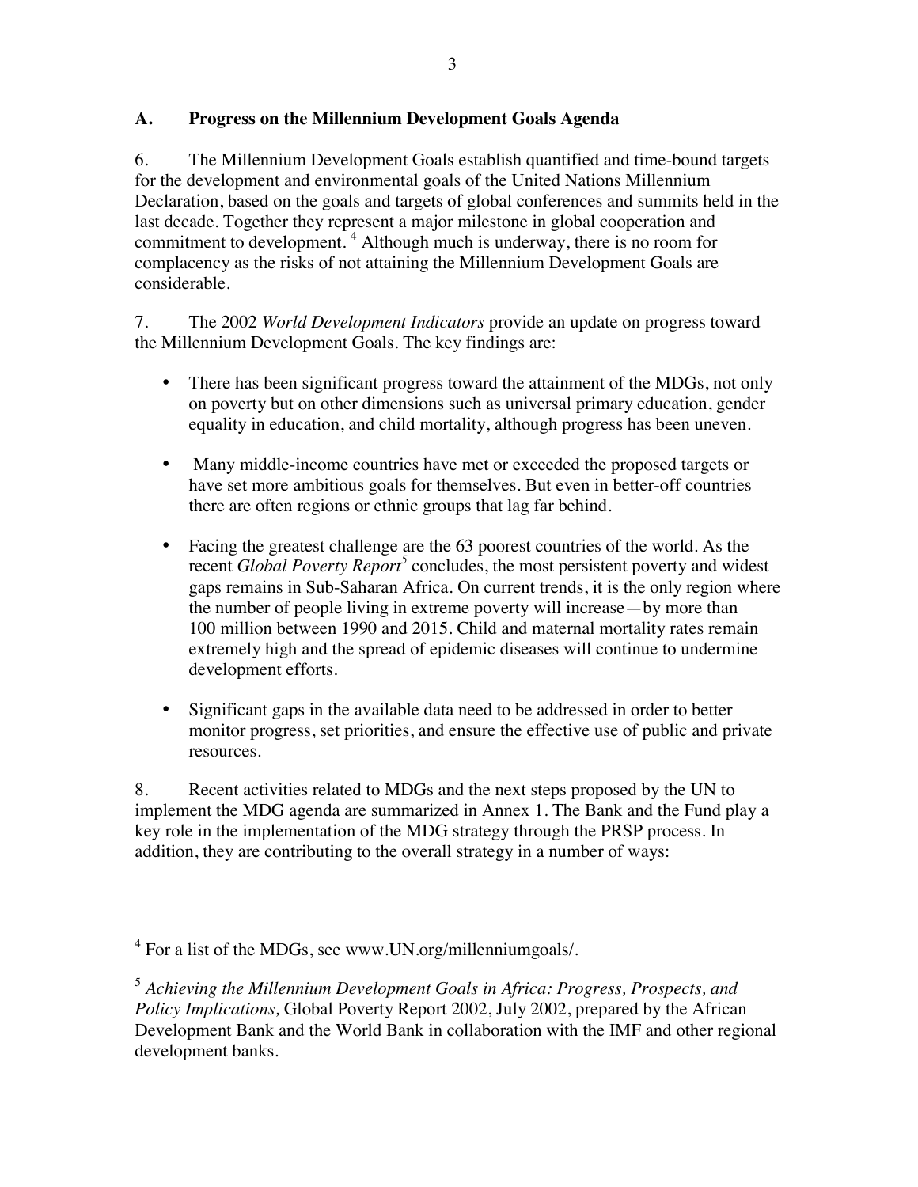### A. Progress on the Millennium Development Goals Agenda

6. The Millennium Development Goals establish quantified and time-bound targets for the development and environmental goals of the United Nations Millennium Declaration, based on the goals and targets of global conferences and summits held in the last decade. Together they represent a major milestone in global cooperation and commitment to development.[4] Although much is underway, there is no room for complacency as the risks of not attaining the Millennium Development Goals are considerable.

7. The 2002 *World Development Indicators* provide an update on progress toward the Millennium Development Goals. The key findings are:

- There has been significant progress toward the attainment of the MDGs, not only on poverty but on other dimensions such as universal primary education, gender equality in education, and child mortality, although progress has been uneven.
- Many middle-income countries have met or exceeded the proposed targets or have set more ambitious goals for themselves. But even in better-off countries there are often regions or ethnic groups that lag far behind.
- Facing the greatest challenge are the 63 poorest countries of the world. As the recent *Global Poverty Report*[5] concludes, the most persistent poverty and widest gaps remains in Sub-Saharan Africa. On current trends, it is the only region where the number of people living in extreme poverty will increase—by more than 100 million between 1990 and 2015. Child and maternal mortality rates remain extremely high and the spread of epidemic diseases will continue to undermine development efforts.
- Significant gaps in the available data need to be addressed in order to better monitor progress, set priorities, and ensure the effective use of public and private resources.

8. Recent activities related to MDGs and the next steps proposed by the UN to implement the MDG agenda are summarized in Annex 1. The Bank and the Fund play a key role in the implementation of the MDG strategy through the PRSP process. In addition, they are contributing to the overall strategy in a number of ways:

---

[4] For a list of the MDGs, see www.UN.org/millenniumgoals/.

[5] *Achieving the Millennium Development Goals in Africa: Progress, Prospects, and Policy Implications,* Global Poverty Report 2002, July 2002, prepared by the African Development Bank and the World Bank in collaboration with the IMF and other regional development banks.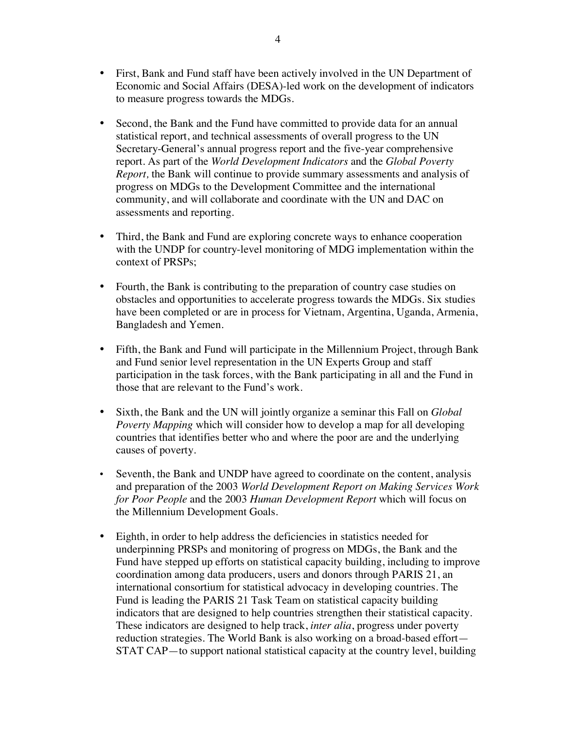- First, Bank and Fund staff have been actively involved in the UN Department of Economic and Social Affairs (DESA)-led work on the development of indicators to measure progress towards the MDGs.

- Second, the Bank and the Fund have committed to provide data for an annual statistical report, and technical assessments of overall progress to the UN Secretary-General's annual progress report and the five-year comprehensive report. As part of the *World Development Indicators* and the *Global Poverty Report,* the Bank will continue to provide summary assessments and analysis of progress on MDGs to the Development Committee and the international community, and will collaborate and coordinate with the UN and DAC on assessments and reporting.

- Third, the Bank and Fund are exploring concrete ways to enhance cooperation with the UNDP for country-level monitoring of MDG implementation within the context of PRSPs;

- Fourth, the Bank is contributing to the preparation of country case studies on obstacles and opportunities to accelerate progress towards the MDGs. Six studies have been completed or are in process for Vietnam, Argentina, Uganda, Armenia, Bangladesh and Yemen.

- Fifth, the Bank and Fund will participate in the Millennium Project, through Bank and Fund senior level representation in the UN Experts Group and staff participation in the task forces, with the Bank participating in all and the Fund in those that are relevant to the Fund's work.

- Sixth, the Bank and the UN will jointly organize a seminar this Fall on *Global Poverty Mapping* which will consider how to develop a map for all developing countries that identifies better who and where the poor are and the underlying causes of poverty.

- Seventh, the Bank and UNDP have agreed to coordinate on the content, analysis and preparation of the 2003 *World Development Report on Making Services Work for Poor People* and the 2003 *Human Development Report* which will focus on the Millennium Development Goals.

- Eighth, in order to help address the deficiencies in statistics needed for underpinning PRSPs and monitoring of progress on MDGs, the Bank and the Fund have stepped up efforts on statistical capacity building, including to improve coordination among data producers, users and donors through PARIS 21, an international consortium for statistical advocacy in developing countries. The Fund is leading the PARIS 21 Task Team on statistical capacity building indicators that are designed to help countries strengthen their statistical capacity. These indicators are designed to help track, *inter alia*, progress under poverty reduction strategies. The World Bank is also working on a broad-based effort—STAT CAP—to support national statistical capacity at the country level, building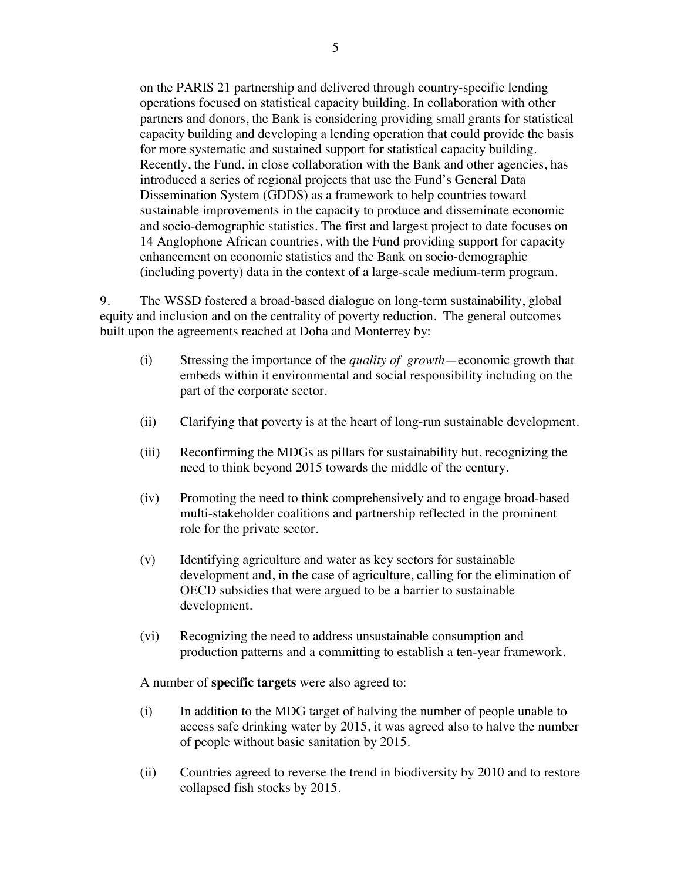on the PARIS 21 partnership and delivered through country-specific lending operations focused on statistical capacity building. In collaboration with other partners and donors, the Bank is considering providing small grants for statistical capacity building and developing a lending operation that could provide the basis for more systematic and sustained support for statistical capacity building. Recently, the Fund, in close collaboration with the Bank and other agencies, has introduced a series of regional projects that use the Fund's General Data Dissemination System (GDDS) as a framework to help countries toward sustainable improvements in the capacity to produce and disseminate economic and socio-demographic statistics. The first and largest project to date focuses on 14 Anglophone African countries, with the Fund providing support for capacity enhancement on economic statistics and the Bank on socio-demographic (including poverty) data in the context of a large-scale medium-term program.

9. The WSSD fostered a broad-based dialogue on long-term sustainability, global equity and inclusion and on the centrality of poverty reduction. The general outcomes built upon the agreements reached at Doha and Monterrey by:

(i) Stressing the importance of the *quality of growth*—economic growth that embeds within it environmental and social responsibility including on the part of the corporate sector.

(ii) Clarifying that poverty is at the heart of long-run sustainable development.

(iii) Reconfirming the MDGs as pillars for sustainability but, recognizing the need to think beyond 2015 towards the middle of the century.

(iv) Promoting the need to think comprehensively and to engage broad-based multi-stakeholder coalitions and partnership reflected in the prominent role for the private sector.

(v) Identifying agriculture and water as key sectors for sustainable development and, in the case of agriculture, calling for the elimination of OECD subsidies that were argued to be a barrier to sustainable development.

(vi) Recognizing the need to address unsustainable consumption and production patterns and a committing to establish a ten-year framework.

A number of **specific targets** were also agreed to:

(i) In addition to the MDG target of halving the number of people unable to access safe drinking water by 2015, it was agreed also to halve the number of people without basic sanitation by 2015.

(ii) Countries agreed to reverse the trend in biodiversity by 2010 and to restore collapsed fish stocks by 2015.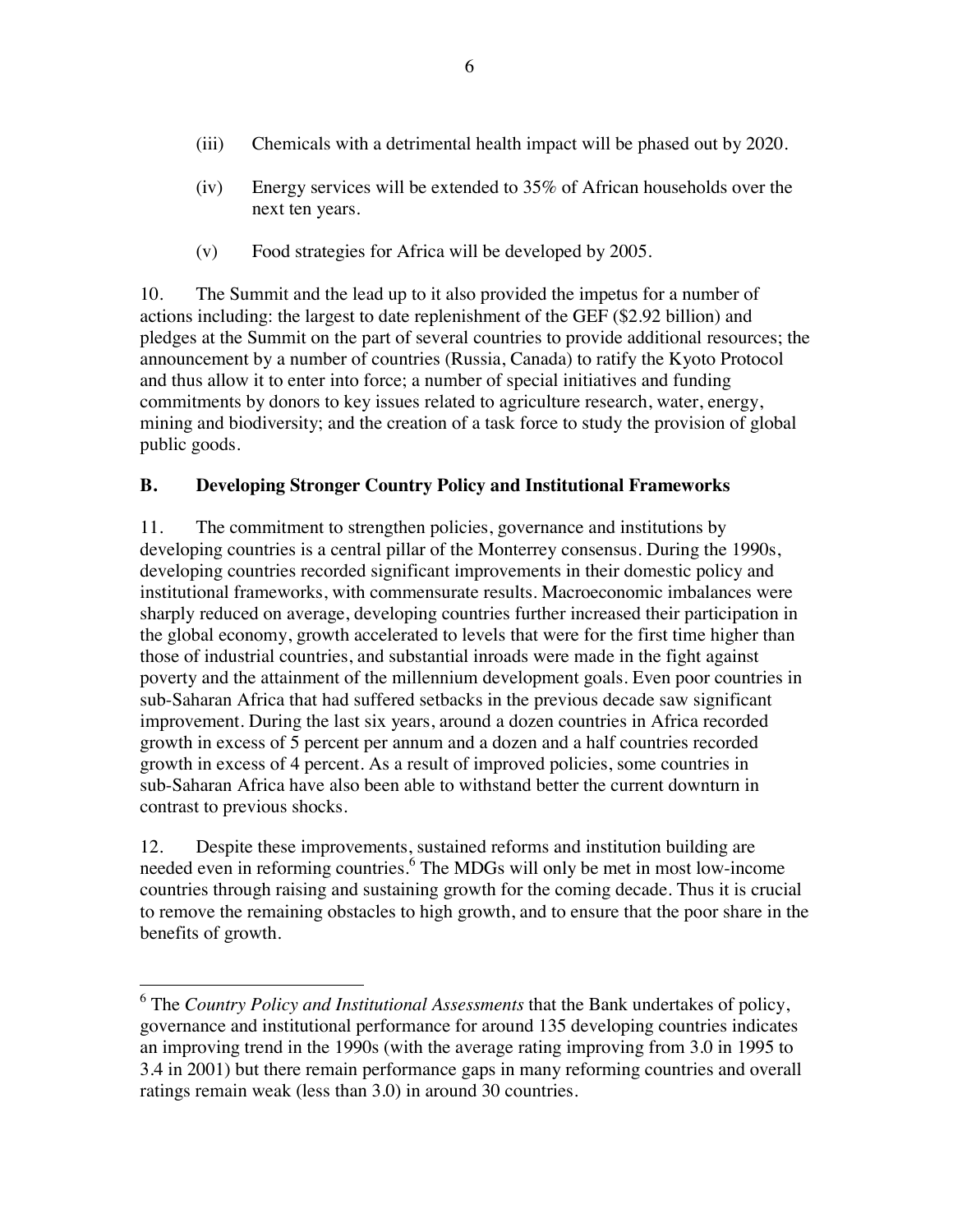(iii) Chemicals with a detrimental health impact will be phased out by 2020.

(iv) Energy services will be extended to 35% of African households over the next ten years.

(v) Food strategies for Africa will be developed by 2005.

10. The Summit and the lead up to it also provided the impetus for a number of actions including: the largest to date replenishment of the GEF ($2.92 billion) and pledges at the Summit on the part of several countries to provide additional resources; the announcement by a number of countries (Russia, Canada) to ratify the Kyoto Protocol and thus allow it to enter into force; a number of special initiatives and funding commitments by donors to key issues related to agriculture research, water, energy, mining and biodiversity; and the creation of a task force to study the provision of global public goods.

## B. Developing Stronger Country Policy and Institutional Frameworks

11. The commitment to strengthen policies, governance and institutions by developing countries is a central pillar of the Monterrey consensus. During the 1990s, developing countries recorded significant improvements in their domestic policy and institutional frameworks, with commensurate results. Macroeconomic imbalances were sharply reduced on average, developing countries further increased their participation in the global economy, growth accelerated to levels that were for the first time higher than those of industrial countries, and substantial inroads were made in the fight against poverty and the attainment of the millennium development goals. Even poor countries in sub-Saharan Africa that had suffered setbacks in the previous decade saw significant improvement. During the last six years, around a dozen countries in Africa recorded growth in excess of 5 percent per annum and a dozen and a half countries recorded growth in excess of 4 percent. As a result of improved policies, some countries in sub-Saharan Africa have also been able to withstand better the current downturn in contrast to previous shocks.

12. Despite these improvements, sustained reforms and institution building are needed even in reforming countries.[6] The MDGs will only be met in most low-income countries through raising and sustaining growth for the coming decade. Thus it is crucial to remove the remaining obstacles to high growth, and to ensure that the poor share in the benefits of growth.

---

[6] The *Country Policy and Institutional Assessments* that the Bank undertakes of policy, governance and institutional performance for around 135 developing countries indicates an improving trend in the 1990s (with the average rating improving from 3.0 in 1995 to 3.4 in 2001) but there remain performance gaps in many reforming countries and overall ratings remain weak (less than 3.0) in around 30 countries.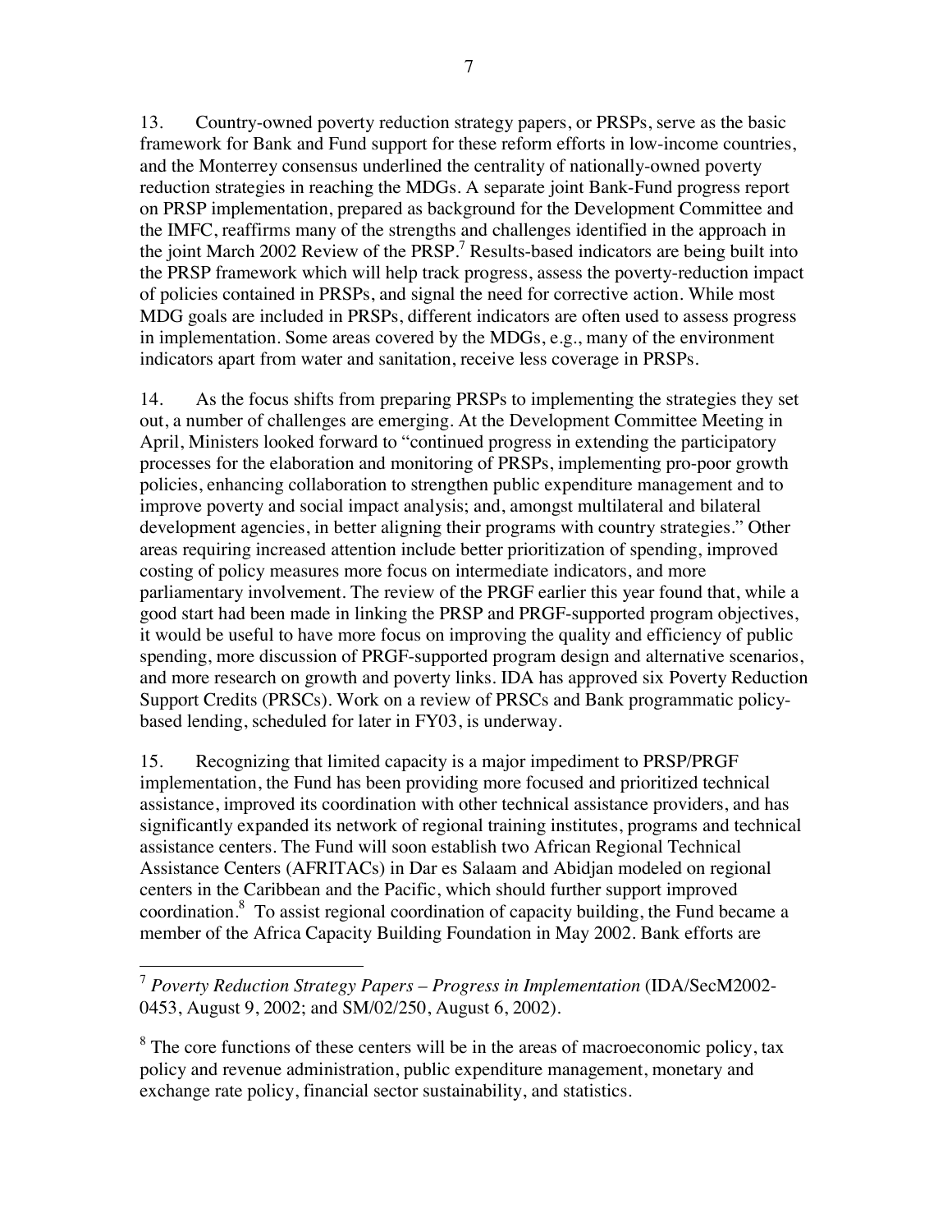13. Country-owned poverty reduction strategy papers, or PRSPs, serve as the basic framework for Bank and Fund support for these reform efforts in low-income countries, and the Monterrey consensus underlined the centrality of nationally-owned poverty reduction strategies in reaching the MDGs. A separate joint Bank-Fund progress report on PRSP implementation, prepared as background for the Development Committee and the IMFC, reaffirms many of the strengths and challenges identified in the approach in the joint March 2002 Review of the PRSP.[7] Results-based indicators are being built into the PRSP framework which will help track progress, assess the poverty-reduction impact of policies contained in PRSPs, and signal the need for corrective action. While most MDG goals are included in PRSPs, different indicators are often used to assess progress in implementation. Some areas covered by the MDGs, e.g., many of the environment indicators apart from water and sanitation, receive less coverage in PRSPs.

14. As the focus shifts from preparing PRSPs to implementing the strategies they set out, a number of challenges are emerging. At the Development Committee Meeting in April, Ministers looked forward to "continued progress in extending the participatory processes for the elaboration and monitoring of PRSPs, implementing pro-poor growth policies, enhancing collaboration to strengthen public expenditure management and to improve poverty and social impact analysis; and, amongst multilateral and bilateral development agencies, in better aligning their programs with country strategies." Other areas requiring increased attention include better prioritization of spending, improved costing of policy measures more focus on intermediate indicators, and more parliamentary involvement. The review of the PRGF earlier this year found that, while a good start had been made in linking the PRSP and PRGF-supported program objectives, it would be useful to have more focus on improving the quality and efficiency of public spending, more discussion of PRGF-supported program design and alternative scenarios, and more research on growth and poverty links. IDA has approved six Poverty Reduction Support Credits (PRSCs). Work on a review of PRSCs and Bank programmatic policy-based lending, scheduled for later in FY03, is underway.

15. Recognizing that limited capacity is a major impediment to PRSP/PRGF implementation, the Fund has been providing more focused and prioritized technical assistance, improved its coordination with other technical assistance providers, and has significantly expanded its network of regional training institutes, programs and technical assistance centers. The Fund will soon establish two African Regional Technical Assistance Centers (AFRITACs) in Dar es Salaam and Abidjan modeled on regional centers in the Caribbean and the Pacific, which should further support improved coordination.[8] To assist regional coordination of capacity building, the Fund became a member of the Africa Capacity Building Foundation in May 2002. Bank efforts are

---

[7] *Poverty Reduction Strategy Papers – Progress in Implementation* (IDA/SecM2002-0453, August 9, 2002; and SM/02/250, August 6, 2002).

[8] The core functions of these centers will be in the areas of macroeconomic policy, tax policy and revenue administration, public expenditure management, monetary and exchange rate policy, financial sector sustainability, and statistics.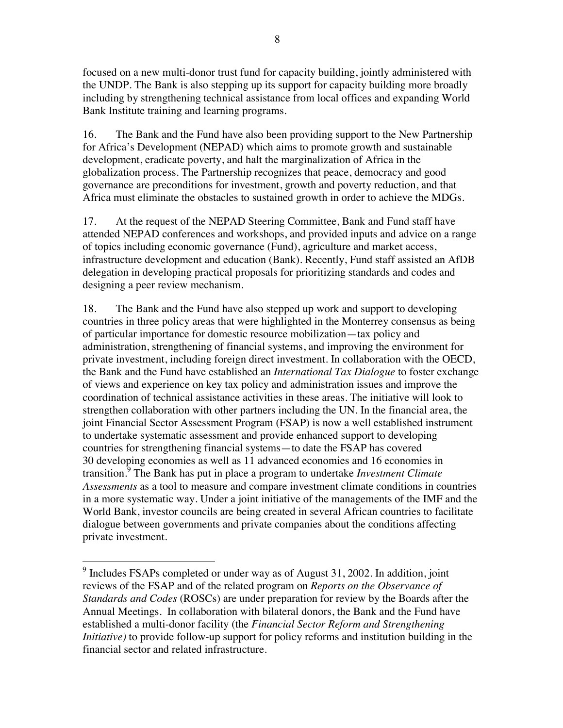focused on a new multi-donor trust fund for capacity building, jointly administered with the UNDP. The Bank is also stepping up its support for capacity building more broadly including by strengthening technical assistance from local offices and expanding World Bank Institute training and learning programs.

16. The Bank and the Fund have also been providing support to the New Partnership for Africa's Development (NEPAD) which aims to promote growth and sustainable development, eradicate poverty, and halt the marginalization of Africa in the globalization process. The Partnership recognizes that peace, democracy and good governance are preconditions for investment, growth and poverty reduction, and that Africa must eliminate the obstacles to sustained growth in order to achieve the MDGs.

17. At the request of the NEPAD Steering Committee, Bank and Fund staff have attended NEPAD conferences and workshops, and provided inputs and advice on a range of topics including economic governance (Fund), agriculture and market access, infrastructure development and education (Bank). Recently, Fund staff assisted an AfDB delegation in developing practical proposals for prioritizing standards and codes and designing a peer review mechanism.

18. The Bank and the Fund have also stepped up work and support to developing countries in three policy areas that were highlighted in the Monterrey consensus as being of particular importance for domestic resource mobilization—tax policy and administration, strengthening of financial systems, and improving the environment for private investment, including foreign direct investment. In collaboration with the OECD, the Bank and the Fund have established an *International Tax Dialogue* to foster exchange of views and experience on key tax policy and administration issues and improve the coordination of technical assistance activities in these areas. The initiative will look to strengthen collaboration with other partners including the UN. In the financial area, the joint Financial Sector Assessment Program (FSAP) is now a well established instrument to undertake systematic assessment and provide enhanced support to developing countries for strengthening financial systems—to date the FSAP has covered 30 developing economies as well as 11 advanced economies and 16 economies in transition.[9] The Bank has put in place a program to undertake *Investment Climate Assessments* as a tool to measure and compare investment climate conditions in countries in a more systematic way. Under a joint initiative of the managements of the IMF and the World Bank, investor councils are being created in several African countries to facilitate dialogue between governments and private companies about the conditions affecting private investment.

---

[9] Includes FSAPs completed or under way as of August 31, 2002. In addition, joint reviews of the FSAP and of the related program on *Reports on the Observance of Standards and Codes* (ROSCs) are under preparation for review by the Boards after the Annual Meetings. In collaboration with bilateral donors, the Bank and the Fund have established a multi-donor facility (the *Financial Sector Reform and Strengthening Initiative)* to provide follow-up support for policy reforms and institution building in the financial sector and related infrastructure.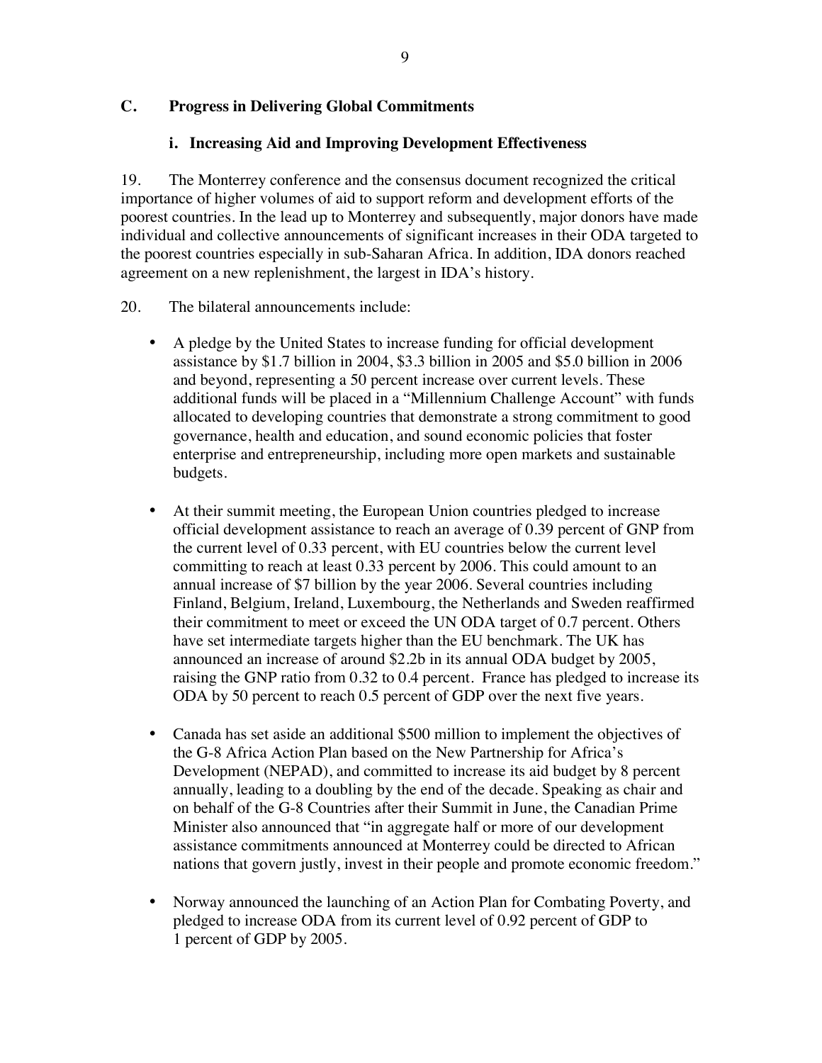## C. Progress in Delivering Global Commitments

### i. Increasing Aid and Improving Development Effectiveness

19. The Monterrey conference and the consensus document recognized the critical importance of higher volumes of aid to support reform and development efforts of the poorest countries. In the lead up to Monterrey and subsequently, major donors have made individual and collective announcements of significant increases in their ODA targeted to the poorest countries especially in sub-Saharan Africa. In addition, IDA donors reached agreement on a new replenishment, the largest in IDA's history.

20. The bilateral announcements include:

- A pledge by the United States to increase funding for official development assistance by $1.7 billion in 2004, $3.3 billion in 2005 and $5.0 billion in 2006 and beyond, representing a 50 percent increase over current levels. These additional funds will be placed in a "Millennium Challenge Account" with funds allocated to developing countries that demonstrate a strong commitment to good governance, health and education, and sound economic policies that foster enterprise and entrepreneurship, including more open markets and sustainable budgets.

- At their summit meeting, the European Union countries pledged to increase official development assistance to reach an average of 0.39 percent of GNP from the current level of 0.33 percent, with EU countries below the current level committing to reach at least 0.33 percent by 2006. This could amount to an annual increase of $7 billion by the year 2006. Several countries including Finland, Belgium, Ireland, Luxembourg, the Netherlands and Sweden reaffirmed their commitment to meet or exceed the UN ODA target of 0.7 percent. Others have set intermediate targets higher than the EU benchmark. The UK has announced an increase of around $2.2b in its annual ODA budget by 2005, raising the GNP ratio from 0.32 to 0.4 percent. France has pledged to increase its ODA by 50 percent to reach 0.5 percent of GDP over the next five years.

- Canada has set aside an additional $500 million to implement the objectives of the G-8 Africa Action Plan based on the New Partnership for Africa's Development (NEPAD), and committed to increase its aid budget by 8 percent annually, leading to a doubling by the end of the decade. Speaking as chair and on behalf of the G-8 Countries after their Summit in June, the Canadian Prime Minister also announced that "in aggregate half or more of our development assistance commitments announced at Monterrey could be directed to African nations that govern justly, invest in their people and promote economic freedom."

- Norway announced the launching of an Action Plan for Combating Poverty, and pledged to increase ODA from its current level of 0.92 percent of GDP to 1 percent of GDP by 2005.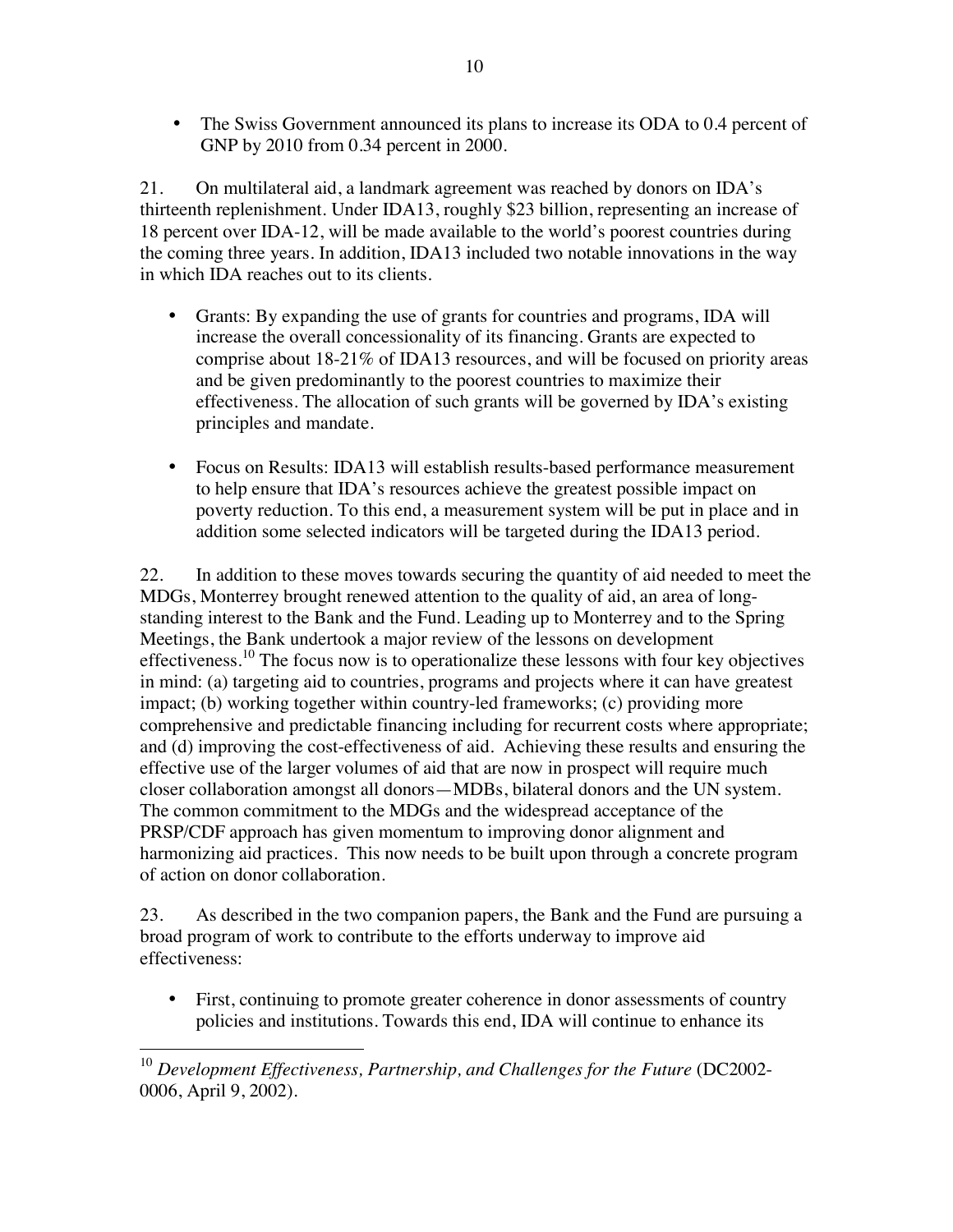- The Swiss Government announced its plans to increase its ODA to 0.4 percent of GNP by 2010 from 0.34 percent in 2000.

21. On multilateral aid, a landmark agreement was reached by donors on IDA's thirteenth replenishment. Under IDA13, roughly $23 billion, representing an increase of 18 percent over IDA-12, will be made available to the world's poorest countries during the coming three years. In addition, IDA13 included two notable innovations in the way in which IDA reaches out to its clients.

- Grants: By expanding the use of grants for countries and programs, IDA will increase the overall concessionality of its financing. Grants are expected to comprise about 18-21% of IDA13 resources, and will be focused on priority areas and be given predominantly to the poorest countries to maximize their effectiveness. The allocation of such grants will be governed by IDA's existing principles and mandate.

- Focus on Results: IDA13 will establish results-based performance measurement to help ensure that IDA's resources achieve the greatest possible impact on poverty reduction. To this end, a measurement system will be put in place and in addition some selected indicators will be targeted during the IDA13 period.

22. In addition to these moves towards securing the quantity of aid needed to meet the MDGs, Monterrey brought renewed attention to the quality of aid, an area of long-standing interest to the Bank and the Fund. Leading up to Monterrey and to the Spring Meetings, the Bank undertook a major review of the lessons on development effectiveness.[10] The focus now is to operationalize these lessons with four key objectives in mind: (a) targeting aid to countries, programs and projects where it can have greatest impact; (b) working together within country-led frameworks; (c) providing more comprehensive and predictable financing including for recurrent costs where appropriate; and (d) improving the cost-effectiveness of aid. Achieving these results and ensuring the effective use of the larger volumes of aid that are now in prospect will require much closer collaboration amongst all donors—MDBs, bilateral donors and the UN system. The common commitment to the MDGs and the widespread acceptance of the PRSP/CDF approach has given momentum to improving donor alignment and harmonizing aid practices. This now needs to be built upon through a concrete program of action on donor collaboration.

23. As described in the two companion papers, the Bank and the Fund are pursuing a broad program of work to contribute to the efforts underway to improve aid effectiveness:

- First, continuing to promote greater coherence in donor assessments of country policies and institutions. Towards this end, IDA will continue to enhance its

[10] *Development Effectiveness, Partnership, and Challenges for the Future* (DC2002-0006, April 9, 2002).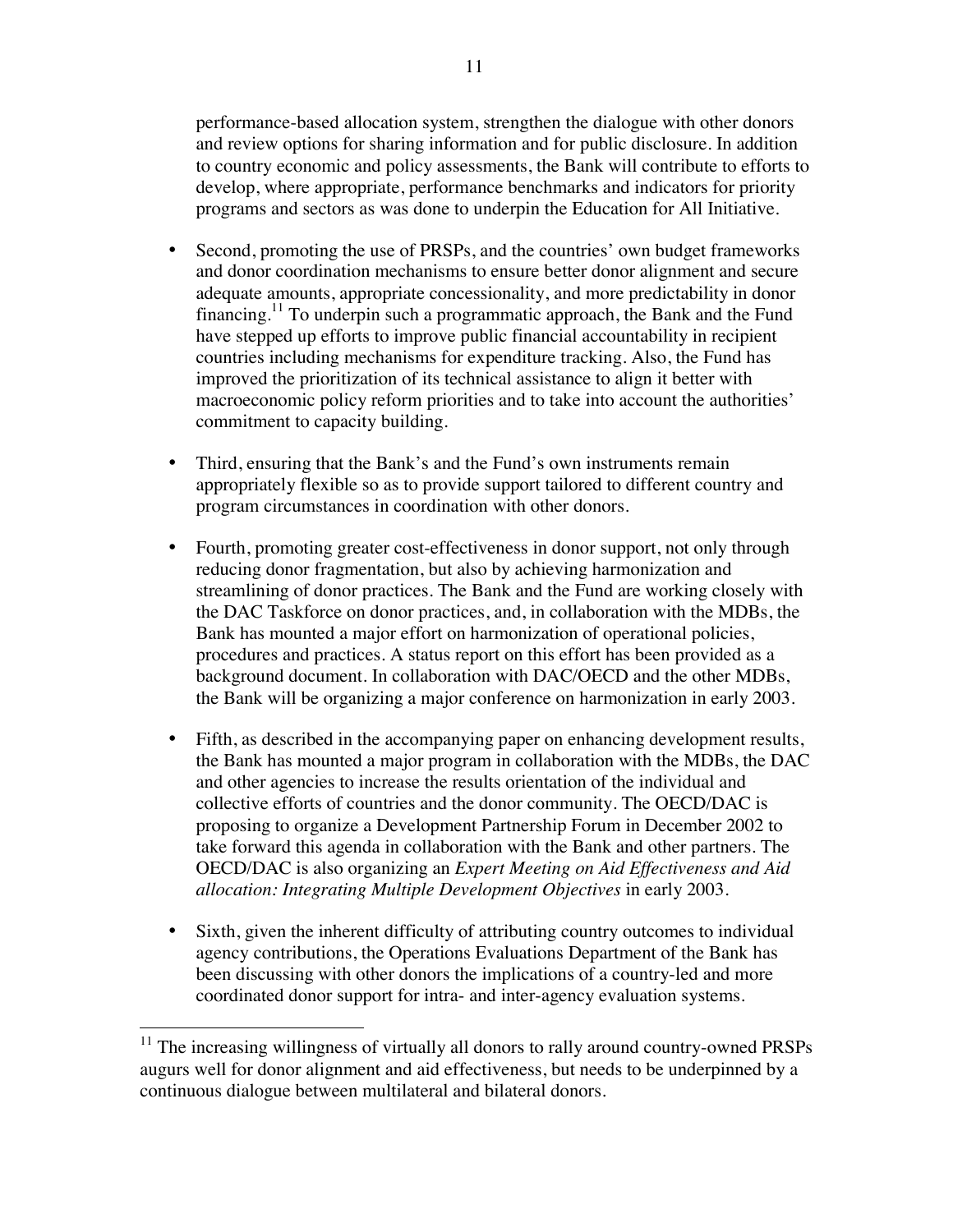performance-based allocation system, strengthen the dialogue with other donors and review options for sharing information and for public disclosure. In addition to country economic and policy assessments, the Bank will contribute to efforts to develop, where appropriate, performance benchmarks and indicators for priority programs and sectors as was done to underpin the Education for All Initiative.

- Second, promoting the use of PRSPs, and the countries' own budget frameworks and donor coordination mechanisms to ensure better donor alignment and secure adequate amounts, appropriate concessionality, and more predictability in donor financing.[11] To underpin such a programmatic approach, the Bank and the Fund have stepped up efforts to improve public financial accountability in recipient countries including mechanisms for expenditure tracking. Also, the Fund has improved the prioritization of its technical assistance to align it better with macroeconomic policy reform priorities and to take into account the authorities' commitment to capacity building.

- Third, ensuring that the Bank's and the Fund's own instruments remain appropriately flexible so as to provide support tailored to different country and program circumstances in coordination with other donors.

- Fourth, promoting greater cost-effectiveness in donor support, not only through reducing donor fragmentation, but also by achieving harmonization and streamlining of donor practices. The Bank and the Fund are working closely with the DAC Taskforce on donor practices, and, in collaboration with the MDBs, the Bank has mounted a major effort on harmonization of operational policies, procedures and practices. A status report on this effort has been provided as a background document. In collaboration with DAC/OECD and the other MDBs, the Bank will be organizing a major conference on harmonization in early 2003.

- Fifth, as described in the accompanying paper on enhancing development results, the Bank has mounted a major program in collaboration with the MDBs, the DAC and other agencies to increase the results orientation of the individual and collective efforts of countries and the donor community. The OECD/DAC is proposing to organize a Development Partnership Forum in December 2002 to take forward this agenda in collaboration with the Bank and other partners. The OECD/DAC is also organizing an *Expert Meeting on Aid Effectiveness and Aid allocation: Integrating Multiple Development Objectives* in early 2003.

- Sixth, given the inherent difficulty of attributing country outcomes to individual agency contributions, the Operations Evaluations Department of the Bank has been discussing with other donors the implications of a country-led and more coordinated donor support for intra- and inter-agency evaluation systems.

---

[11] The increasing willingness of virtually all donors to rally around country-owned PRSPs augurs well for donor alignment and aid effectiveness, but needs to be underpinned by a continuous dialogue between multilateral and bilateral donors.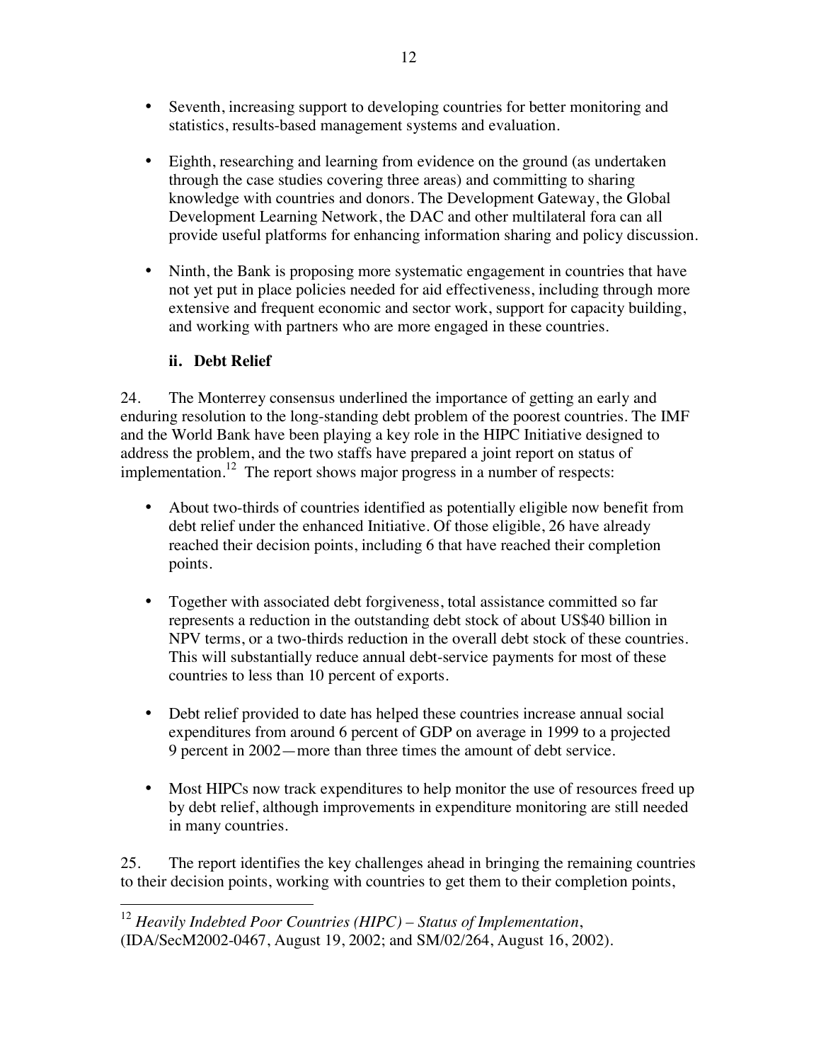- Seventh, increasing support to developing countries for better monitoring and statistics, results-based management systems and evaluation.

- Eighth, researching and learning from evidence on the ground (as undertaken through the case studies covering three areas) and committing to sharing knowledge with countries and donors. The Development Gateway, the Global Development Learning Network, the DAC and other multilateral fora can all provide useful platforms for enhancing information sharing and policy discussion.

- Ninth, the Bank is proposing more systematic engagement in countries that have not yet put in place policies needed for aid effectiveness, including through more extensive and frequent economic and sector work, support for capacity building, and working with partners who are more engaged in these countries.

### ii. Debt Relief

24. The Monterrey consensus underlined the importance of getting an early and enduring resolution to the long-standing debt problem of the poorest countries. The IMF and the World Bank have been playing a key role in the HIPC Initiative designed to address the problem, and the two staffs have prepared a joint report on status of implementation.[12] The report shows major progress in a number of respects:

- About two-thirds of countries identified as potentially eligible now benefit from debt relief under the enhanced Initiative. Of those eligible, 26 have already reached their decision points, including 6 that have reached their completion points.

- Together with associated debt forgiveness, total assistance committed so far represents a reduction in the outstanding debt stock of about US$40 billion in NPV terms, or a two-thirds reduction in the overall debt stock of these countries. This will substantially reduce annual debt-service payments for most of these countries to less than 10 percent of exports.

- Debt relief provided to date has helped these countries increase annual social expenditures from around 6 percent of GDP on average in 1999 to a projected 9 percent in 2002—more than three times the amount of debt service.

- Most HIPCs now track expenditures to help monitor the use of resources freed up by debt relief, although improvements in expenditure monitoring are still needed in many countries.

25. The report identifies the key challenges ahead in bringing the remaining countries to their decision points, working with countries to get them to their completion points,

[12] *Heavily Indebted Poor Countries (HIPC) – Status of Implementation*, (IDA/SecM2002-0467, August 19, 2002; and SM/02/264, August 16, 2002).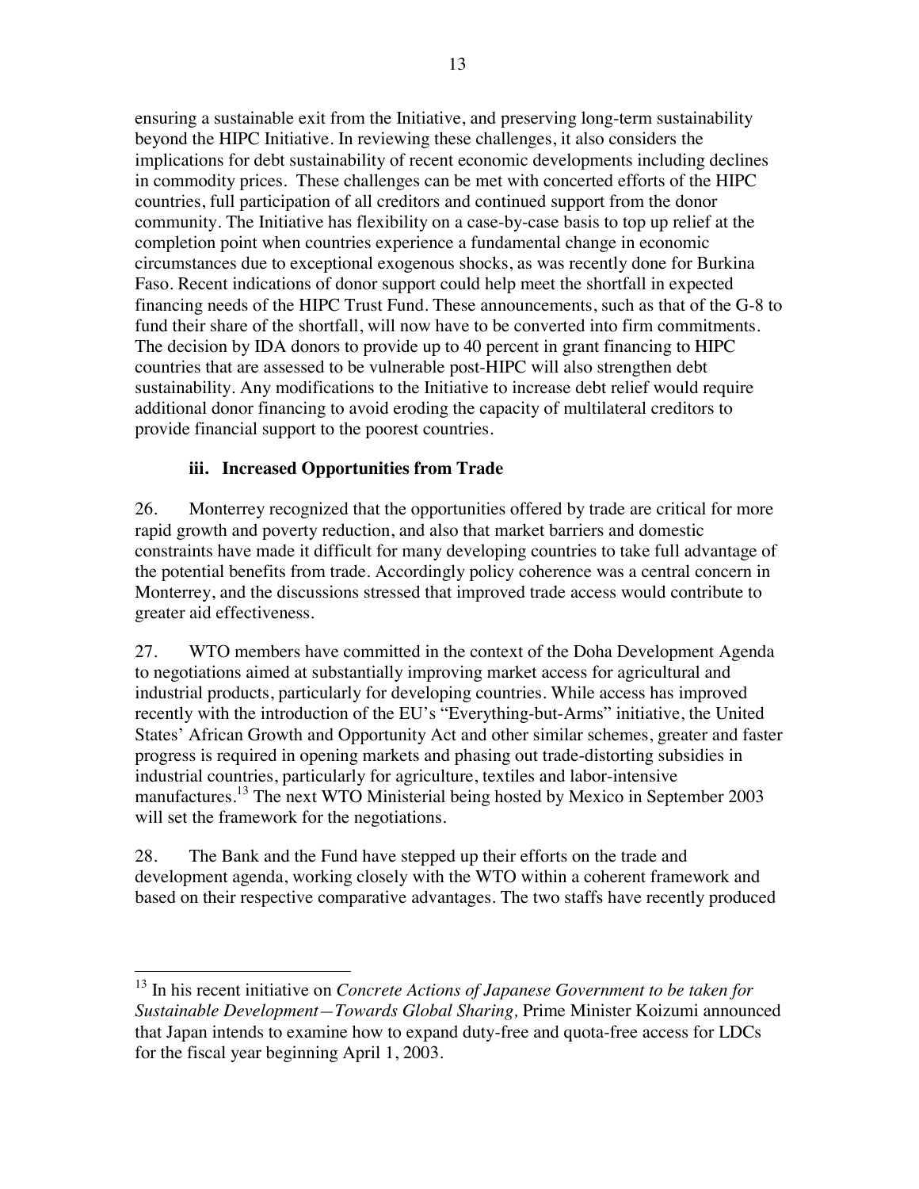ensuring a sustainable exit from the Initiative, and preserving long-term sustainability beyond the HIPC Initiative. In reviewing these challenges, it also considers the implications for debt sustainability of recent economic developments including declines in commodity prices. These challenges can be met with concerted efforts of the HIPC countries, full participation of all creditors and continued support from the donor community. The Initiative has flexibility on a case-by-case basis to top up relief at the completion point when countries experience a fundamental change in economic circumstances due to exceptional exogenous shocks, as was recently done for Burkina Faso. Recent indications of donor support could help meet the shortfall in expected financing needs of the HIPC Trust Fund. These announcements, such as that of the G-8 to fund their share of the shortfall, will now have to be converted into firm commitments. The decision by IDA donors to provide up to 40 percent in grant financing to HIPC countries that are assessed to be vulnerable post-HIPC will also strengthen debt sustainability. Any modifications to the Initiative to increase debt relief would require additional donor financing to avoid eroding the capacity of multilateral creditors to provide financial support to the poorest countries.

### iii. Increased Opportunities from Trade

26. Monterrey recognized that the opportunities offered by trade are critical for more rapid growth and poverty reduction, and also that market barriers and domestic constraints have made it difficult for many developing countries to take full advantage of the potential benefits from trade. Accordingly policy coherence was a central concern in Monterrey, and the discussions stressed that improved trade access would contribute to greater aid effectiveness.

27. WTO members have committed in the context of the Doha Development Agenda to negotiations aimed at substantially improving market access for agricultural and industrial products, particularly for developing countries. While access has improved recently with the introduction of the EU's "Everything-but-Arms" initiative, the United States' African Growth and Opportunity Act and other similar schemes, greater and faster progress is required in opening markets and phasing out trade-distorting subsidies in industrial countries, particularly for agriculture, textiles and labor-intensive manufactures.[13] The next WTO Ministerial being hosted by Mexico in September 2003 will set the framework for the negotiations.

28. The Bank and the Fund have stepped up their efforts on the trade and development agenda, working closely with the WTO within a coherent framework and based on their respective comparative advantages. The two staffs have recently produced

---

[13] In his recent initiative on *Concrete Actions of Japanese Government to be taken for Sustainable Development—Towards Global Sharing,* Prime Minister Koizumi announced that Japan intends to examine how to expand duty-free and quota-free access for LDCs for the fiscal year beginning April 1, 2003.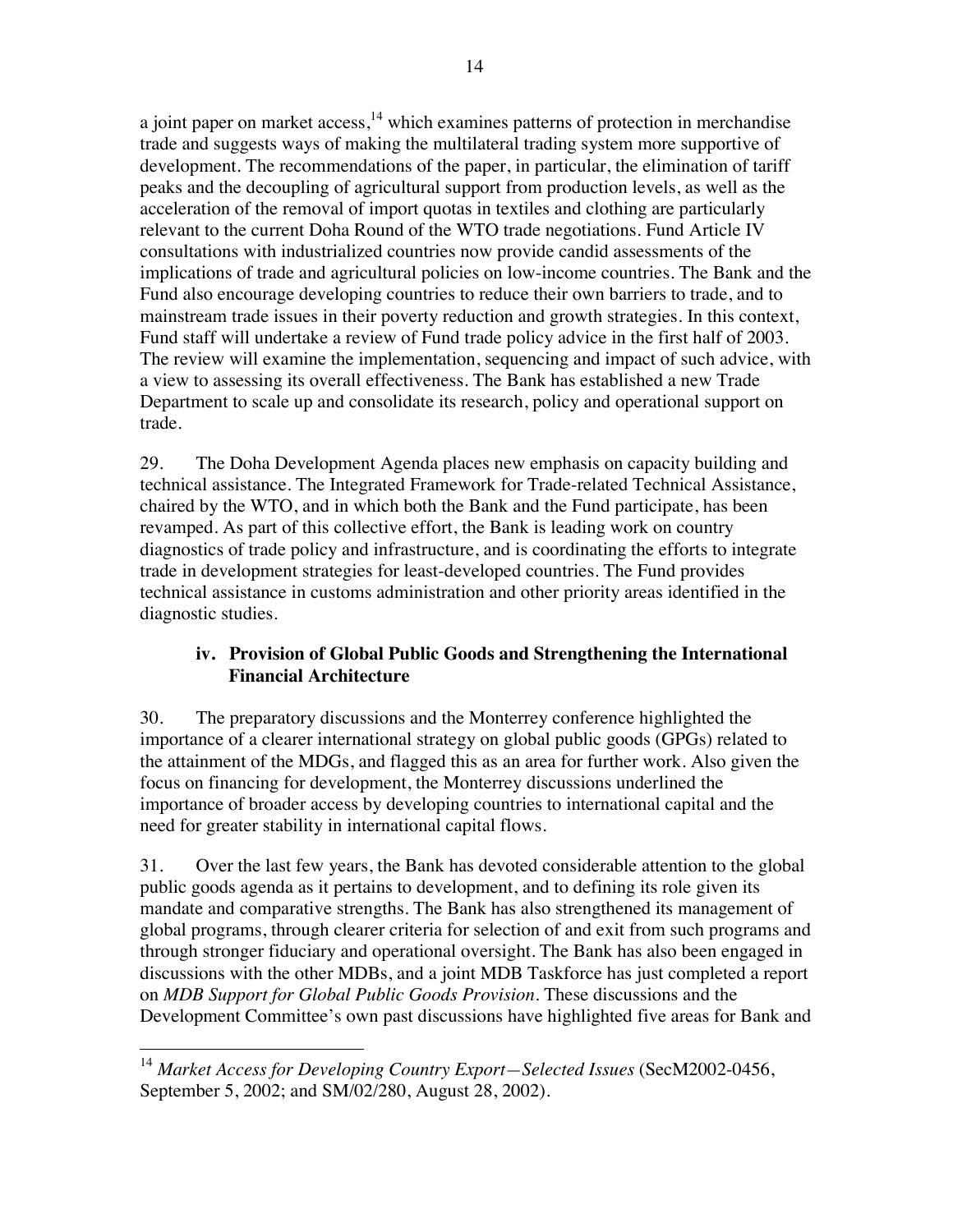a joint paper on market access,[14] which examines patterns of protection in merchandise trade and suggests ways of making the multilateral trading system more supportive of development. The recommendations of the paper, in particular, the elimination of tariff peaks and the decoupling of agricultural support from production levels, as well as the acceleration of the removal of import quotas in textiles and clothing are particularly relevant to the current Doha Round of the WTO trade negotiations. Fund Article IV consultations with industrialized countries now provide candid assessments of the implications of trade and agricultural policies on low-income countries. The Bank and the Fund also encourage developing countries to reduce their own barriers to trade, and to mainstream trade issues in their poverty reduction and growth strategies. In this context, Fund staff will undertake a review of Fund trade policy advice in the first half of 2003. The review will examine the implementation, sequencing and impact of such advice, with a view to assessing its overall effectiveness. The Bank has established a new Trade Department to scale up and consolidate its research, policy and operational support on trade.

29. The Doha Development Agenda places new emphasis on capacity building and technical assistance. The Integrated Framework for Trade-related Technical Assistance, chaired by the WTO, and in which both the Bank and the Fund participate, has been revamped. As part of this collective effort, the Bank is leading work on country diagnostics of trade policy and infrastructure, and is coordinating the efforts to integrate trade in development strategies for least-developed countries. The Fund provides technical assistance in customs administration and other priority areas identified in the diagnostic studies.

### iv. Provision of Global Public Goods and Strengthening the International Financial Architecture

30. The preparatory discussions and the Monterrey conference highlighted the importance of a clearer international strategy on global public goods (GPGs) related to the attainment of the MDGs, and flagged this as an area for further work. Also given the focus on financing for development, the Monterrey discussions underlined the importance of broader access by developing countries to international capital and the need for greater stability in international capital flows.

31. Over the last few years, the Bank has devoted considerable attention to the global public goods agenda as it pertains to development, and to defining its role given its mandate and comparative strengths. The Bank has also strengthened its management of global programs, through clearer criteria for selection of and exit from such programs and through stronger fiduciary and operational oversight. The Bank has also been engaged in discussions with the other MDBs, and a joint MDB Taskforce has just completed a report on *MDB Support for Global Public Goods Provision*. These discussions and the Development Committee's own past discussions have highlighted five areas for Bank and

---

[14] *Market Access for Developing Country Export—Selected Issues* (SecM2002-0456, September 5, 2002; and SM/02/280, August 28, 2002).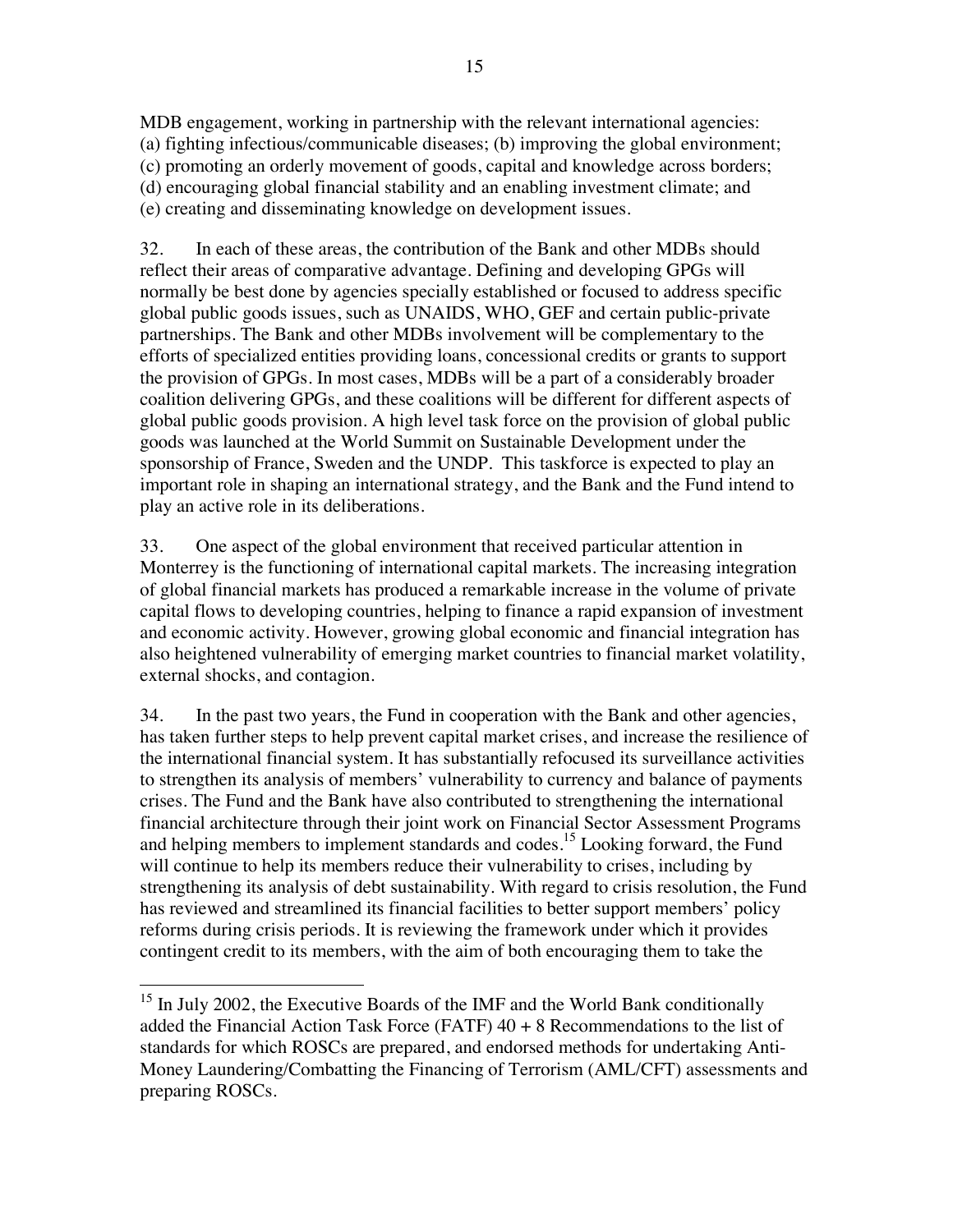MDB engagement, working in partnership with the relevant international agencies: (a) fighting infectious/communicable diseases; (b) improving the global environment; (c) promoting an orderly movement of goods, capital and knowledge across borders; (d) encouraging global financial stability and an enabling investment climate; and (e) creating and disseminating knowledge on development issues.

32. In each of these areas, the contribution of the Bank and other MDBs should reflect their areas of comparative advantage. Defining and developing GPGs will normally be best done by agencies specially established or focused to address specific global public goods issues, such as UNAIDS, WHO, GEF and certain public-private partnerships. The Bank and other MDBs involvement will be complementary to the efforts of specialized entities providing loans, concessional credits or grants to support the provision of GPGs. In most cases, MDBs will be a part of a considerably broader coalition delivering GPGs, and these coalitions will be different for different aspects of global public goods provision. A high level task force on the provision of global public goods was launched at the World Summit on Sustainable Development under the sponsorship of France, Sweden and the UNDP. This taskforce is expected to play an important role in shaping an international strategy, and the Bank and the Fund intend to play an active role in its deliberations.

33. One aspect of the global environment that received particular attention in Monterrey is the functioning of international capital markets. The increasing integration of global financial markets has produced a remarkable increase in the volume of private capital flows to developing countries, helping to finance a rapid expansion of investment and economic activity. However, growing global economic and financial integration has also heightened vulnerability of emerging market countries to financial market volatility, external shocks, and contagion.

34. In the past two years, the Fund in cooperation with the Bank and other agencies, has taken further steps to help prevent capital market crises, and increase the resilience of the international financial system. It has substantially refocused its surveillance activities to strengthen its analysis of members' vulnerability to currency and balance of payments crises. The Fund and the Bank have also contributed to strengthening the international financial architecture through their joint work on Financial Sector Assessment Programs and helping members to implement standards and codes.[15] Looking forward, the Fund will continue to help its members reduce their vulnerability to crises, including by strengthening its analysis of debt sustainability. With regard to crisis resolution, the Fund has reviewed and streamlined its financial facilities to better support members' policy reforms during crisis periods. It is reviewing the framework under which it provides contingent credit to its members, with the aim of both encouraging them to take the

---

[15] In July 2002, the Executive Boards of the IMF and the World Bank conditionally added the Financial Action Task Force (FATF) 40 + 8 Recommendations to the list of standards for which ROSCs are prepared, and endorsed methods for undertaking Anti-Money Laundering/Combatting the Financing of Terrorism (AML/CFT) assessments and preparing ROSCs.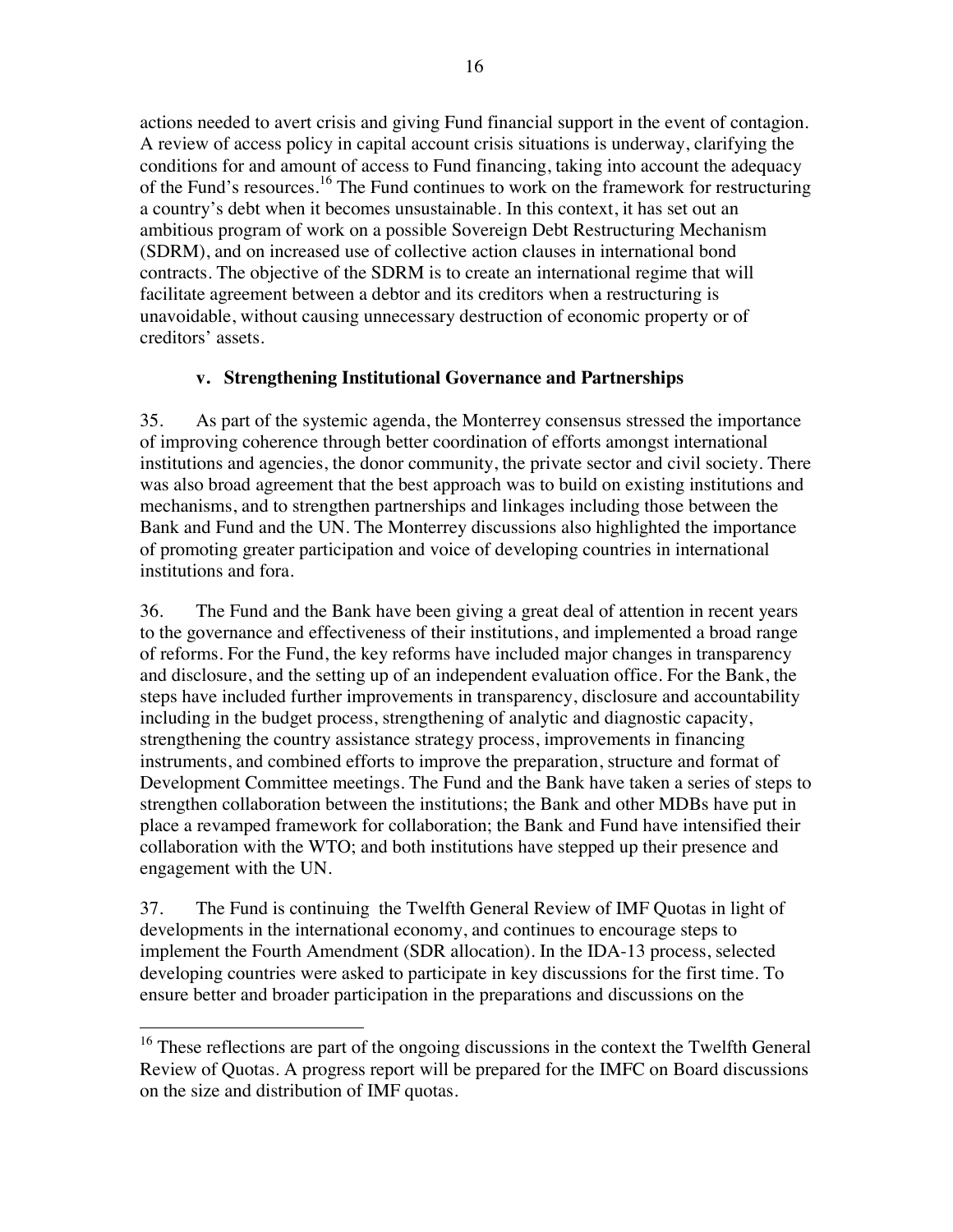actions needed to avert crisis and giving Fund financial support in the event of contagion. A review of access policy in capital account crisis situations is underway, clarifying the conditions for and amount of access to Fund financing, taking into account the adequacy of the Fund's resources.[16] The Fund continues to work on the framework for restructuring a country's debt when it becomes unsustainable. In this context, it has set out an ambitious program of work on a possible Sovereign Debt Restructuring Mechanism (SDRM), and on increased use of collective action clauses in international bond contracts. The objective of the SDRM is to create an international regime that will facilitate agreement between a debtor and its creditors when a restructuring is unavoidable, without causing unnecessary destruction of economic property or of creditors' assets.

### v. Strengthening Institutional Governance and Partnerships

35. As part of the systemic agenda, the Monterrey consensus stressed the importance of improving coherence through better coordination of efforts amongst international institutions and agencies, the donor community, the private sector and civil society. There was also broad agreement that the best approach was to build on existing institutions and mechanisms, and to strengthen partnerships and linkages including those between the Bank and Fund and the UN. The Monterrey discussions also highlighted the importance of promoting greater participation and voice of developing countries in international institutions and fora.

36. The Fund and the Bank have been giving a great deal of attention in recent years to the governance and effectiveness of their institutions, and implemented a broad range of reforms. For the Fund, the key reforms have included major changes in transparency and disclosure, and the setting up of an independent evaluation office. For the Bank, the steps have included further improvements in transparency, disclosure and accountability including in the budget process, strengthening of analytic and diagnostic capacity, strengthening the country assistance strategy process, improvements in financing instruments, and combined efforts to improve the preparation, structure and format of Development Committee meetings. The Fund and the Bank have taken a series of steps to strengthen collaboration between the institutions; the Bank and other MDBs have put in place a revamped framework for collaboration; the Bank and Fund have intensified their collaboration with the WTO; and both institutions have stepped up their presence and engagement with the UN.

37. The Fund is continuing the Twelfth General Review of IMF Quotas in light of developments in the international economy, and continues to encourage steps to implement the Fourth Amendment (SDR allocation). In the IDA-13 process, selected developing countries were asked to participate in key discussions for the first time. To ensure better and broader participation in the preparations and discussions on the

---

[16] These reflections are part of the ongoing discussions in the context the Twelfth General Review of Quotas. A progress report will be prepared for the IMFC on Board discussions on the size and distribution of IMF quotas.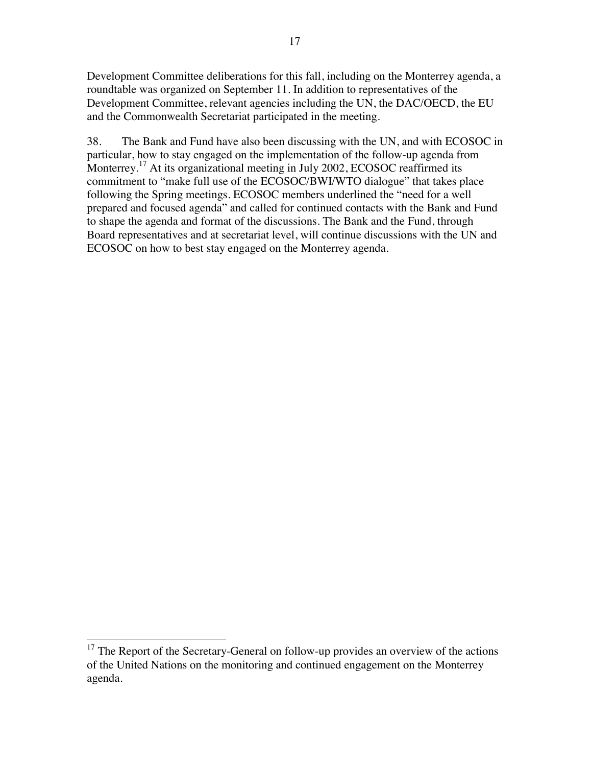Development Committee deliberations for this fall, including on the Monterrey agenda, a roundtable was organized on September 11. In addition to representatives of the Development Committee, relevant agencies including the UN, the DAC/OECD, the EU and the Commonwealth Secretariat participated in the meeting.

38. The Bank and Fund have also been discussing with the UN, and with ECOSOC in particular, how to stay engaged on the implementation of the follow-up agenda from Monterrey.[17] At its organizational meeting in July 2002, ECOSOC reaffirmed its commitment to "make full use of the ECOSOC/BWI/WTO dialogue" that takes place following the Spring meetings. ECOSOC members underlined the "need for a well prepared and focused agenda" and called for continued contacts with the Bank and Fund to shape the agenda and format of the discussions. The Bank and the Fund, through Board representatives and at secretariat level, will continue discussions with the UN and ECOSOC on how to best stay engaged on the Monterrey agenda.

---

[17] The Report of the Secretary-General on follow-up provides an overview of the actions of the United Nations on the monitoring and continued engagement on the Monterrey agenda.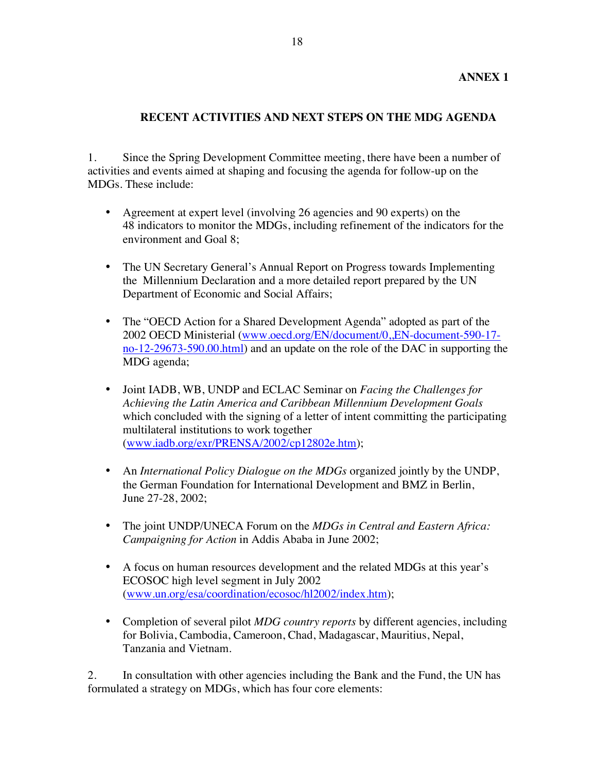**ANNEX 1**

## RECENT ACTIVITIES AND NEXT STEPS ON THE MDG AGENDA

1. Since the Spring Development Committee meeting, there have been a number of activities and events aimed at shaping and focusing the agenda for follow-up on the MDGs. These include:

- Agreement at expert level (involving 26 agencies and 90 experts) on the 48 indicators to monitor the MDGs, including refinement of the indicators for the environment and Goal 8;

- The UN Secretary General's Annual Report on Progress towards Implementing the Millennium Declaration and a more detailed report prepared by the UN Department of Economic and Social Affairs;

- The "OECD Action for a Shared Development Agenda" adopted as part of the 2002 OECD Ministerial (www.oecd.org/EN/document/0,,EN-document-590-17-no-12-29673-590.00.html) and an update on the role of the DAC in supporting the MDG agenda;

- Joint IADB, WB, UNDP and ECLAC Seminar on *Facing the Challenges for Achieving the Latin America and Caribbean Millennium Development Goals* which concluded with the signing of a letter of intent committing the participating multilateral institutions to work together (www.iadb.org/exr/PRENSA/2002/cp12802e.htm);

- An *International Policy Dialogue on the MDGs* organized jointly by the UNDP, the German Foundation for International Development and BMZ in Berlin, June 27-28, 2002;

- The joint UNDP/UNECA Forum on the *MDGs in Central and Eastern Africa: Campaigning for Action* in Addis Ababa in June 2002;

- A focus on human resources development and the related MDGs at this year's ECOSOC high level segment in July 2002 (www.un.org/esa/coordination/ecosoc/hl2002/index.htm);

- Completion of several pilot *MDG country reports* by different agencies, including for Bolivia, Cambodia, Cameroon, Chad, Madagascar, Mauritius, Nepal, Tanzania and Vietnam.

2. In consultation with other agencies including the Bank and the Fund, the UN has formulated a strategy on MDGs, which has four core elements: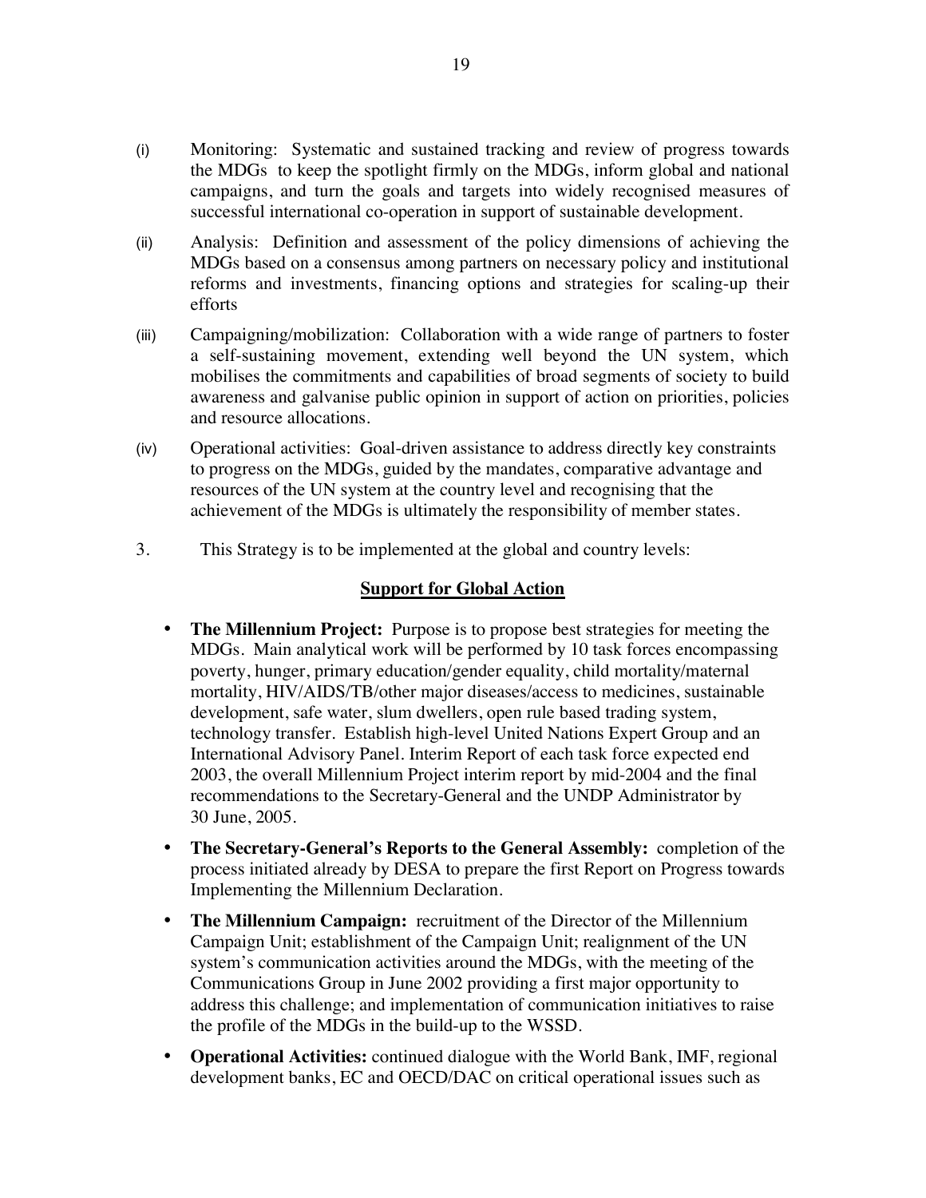(i) Monitoring: Systematic and sustained tracking and review of progress towards the MDGs to keep the spotlight firmly on the MDGs, inform global and national campaigns, and turn the goals and targets into widely recognised measures of successful international co-operation in support of sustainable development.

(ii) Analysis: Definition and assessment of the policy dimensions of achieving the MDGs based on a consensus among partners on necessary policy and institutional reforms and investments, financing options and strategies for scaling-up their efforts

(iii) Campaigning/mobilization: Collaboration with a wide range of partners to foster a self-sustaining movement, extending well beyond the UN system, which mobilises the commitments and capabilities of broad segments of society to build awareness and galvanise public opinion in support of action on priorities, policies and resource allocations.

(iv) Operational activities: Goal-driven assistance to address directly key constraints to progress on the MDGs, guided by the mandates, comparative advantage and resources of the UN system at the country level and recognising that the achievement of the MDGs is ultimately the responsibility of member states.

3. This Strategy is to be implemented at the global and country levels:

## Support for Global Action

- **The Millennium Project:** Purpose is to propose best strategies for meeting the MDGs. Main analytical work will be performed by 10 task forces encompassing poverty, hunger, primary education/gender equality, child mortality/maternal mortality, HIV/AIDS/TB/other major diseases/access to medicines, sustainable development, safe water, slum dwellers, open rule based trading system, technology transfer. Establish high-level United Nations Expert Group and an International Advisory Panel. Interim Report of each task force expected end 2003, the overall Millennium Project interim report by mid-2004 and the final recommendations to the Secretary-General and the UNDP Administrator by 30 June, 2005.
- **The Secretary-General's Reports to the General Assembly:** completion of the process initiated already by DESA to prepare the first Report on Progress towards Implementing the Millennium Declaration.
- **The Millennium Campaign:** recruitment of the Director of the Millennium Campaign Unit; establishment of the Campaign Unit; realignment of the UN system's communication activities around the MDGs, with the meeting of the Communications Group in June 2002 providing a first major opportunity to address this challenge; and implementation of communication initiatives to raise the profile of the MDGs in the build-up to the WSSD.
- **Operational Activities:** continued dialogue with the World Bank, IMF, regional development banks, EC and OECD/DAC on critical operational issues such as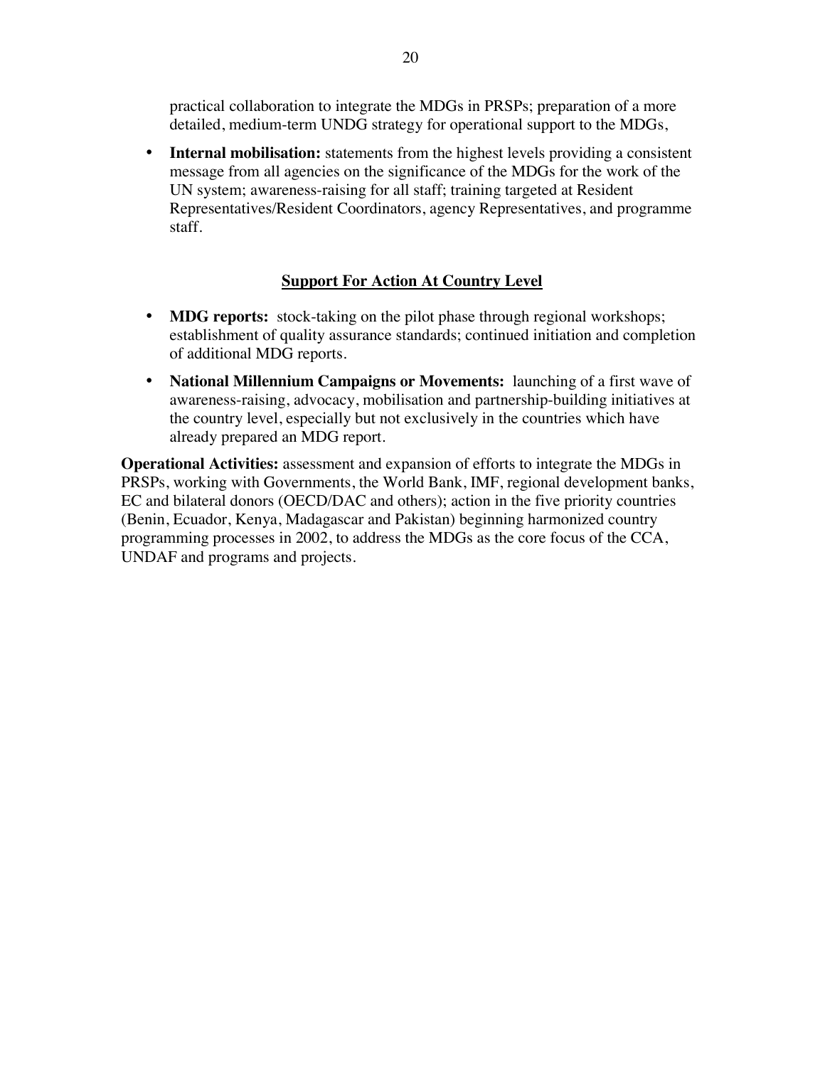practical collaboration to integrate the MDGs in PRSPs; preparation of a more detailed, medium-term UNDG strategy for operational support to the MDGs,

- **Internal mobilisation:** statements from the highest levels providing a consistent message from all agencies on the significance of the MDGs for the work of the UN system; awareness-raising for all staff; training targeted at Resident Representatives/Resident Coordinators, agency Representatives, and programme staff.

## Support For Action At Country Level

- **MDG reports:** stock-taking on the pilot phase through regional workshops; establishment of quality assurance standards; continued initiation and completion of additional MDG reports.
- **National Millennium Campaigns or Movements:** launching of a first wave of awareness-raising, advocacy, mobilisation and partnership-building initiatives at the country level, especially but not exclusively in the countries which have already prepared an MDG report.

**Operational Activities:** assessment and expansion of efforts to integrate the MDGs in PRSPs, working with Governments, the World Bank, IMF, regional development banks, EC and bilateral donors (OECD/DAC and others); action in the five priority countries (Benin, Ecuador, Kenya, Madagascar and Pakistan) beginning harmonized country programming processes in 2002, to address the MDGs as the core focus of the CCA, UNDAF and programs and projects.